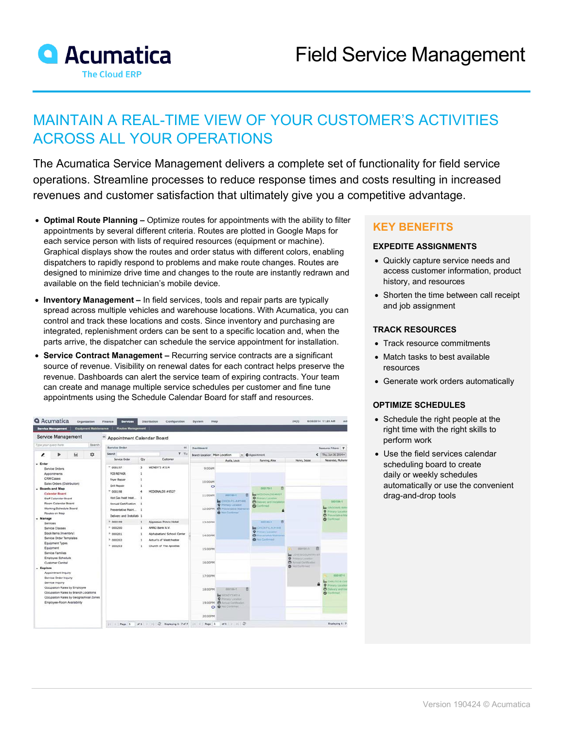Acumatica
The Cloud ERP

# Field Service Management

## MAINTAIN A REAL-TIME VIEW OF YOUR CUSTOMER'S ACTIVITIES ACROSS ALL YOUR OPERATIONS

The Acumatica Service Management delivers a complete set of functionality for field service operations. Streamline processes to reduce response times and costs resulting in increased revenues and customer satisfaction that ultimately give you a competitive advantage.

- **Optimal Route Planning –** Optimize routes for appointments with the ability to filter appointments by several different criteria. Routes are plotted in Google Maps for each service person with lists of required resources (equipment or machine). Graphical displays show the routes and order status with different colors, enabling dispatchers to rapidly respond to problems and make route changes. Routes are designed to minimize drive time and changes to the route are instantly redrawn and available on the field technician's mobile device.
- **Inventory Management –** In field services, tools and repair parts are typically spread across multiple vehicles and warehouse locations. With Acumatica, you can control and track these locations and costs. Since inventory and purchasing are integrated, replenishment orders can be sent to a specific location and, when the parts arrive, the dispatcher can schedule the service appointment for installation.
- **Service Contract Management –** Recurring service contracts are a significant source of revenue. Visibility on renewal dates for each contract helps preserve the revenue. Dashboards can alert the service team of expiring contracts. Your team can create and manage multiple service schedules per customer and fine tune appointments using the Schedule Calendar Board for staff and resources.

## KEY BENEFITS

### EXPEDITE ASSIGNMENTS

- Quickly capture service needs and access customer information, product history, and resources
- Shorten the time between call receipt and job assignment

### TRACK RESOURCES

- Track resource commitments
- Match tasks to best available resources
- Generate work orders automatically

### OPTIMIZE SCHEDULES

- Schedule the right people at the right time with the right skills to perform work
- Use the field services calendar scheduling board to create daily or weekly schedules automatically or use the convenient drag-and-drop tools

Version 190424 © Acumatica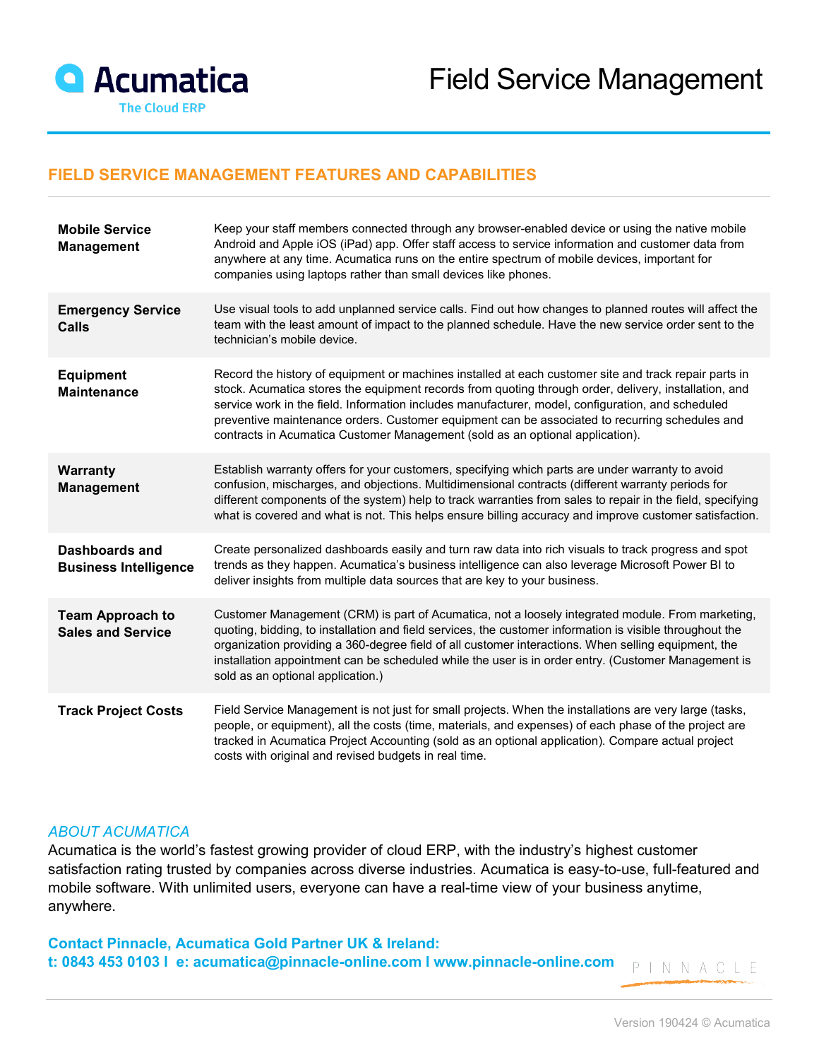# Field Service Management

## FIELD SERVICE MANAGEMENT FEATURES AND CAPABILITIES

| | |
|---|---|
| **Mobile Service Management** | Keep your staff members connected through any browser-enabled device or using the native mobile Android and Apple iOS (iPad) app. Offer staff access to service information and customer data from anywhere at any time. Acumatica runs on the entire spectrum of mobile devices, important for companies using laptops rather than small devices like phones. |
| **Emergency Service Calls** | Use visual tools to add unplanned service calls. Find out how changes to planned routes will affect the team with the least amount of impact to the planned schedule. Have the new service order sent to the technician's mobile device. |
| **Equipment Maintenance** | Record the history of equipment or machines installed at each customer site and track repair parts in stock. Acumatica stores the equipment records from quoting through order, delivery, installation, and service work in the field. Information includes manufacturer, model, configuration, and scheduled preventive maintenance orders. Customer equipment can be associated to recurring schedules and contracts in Acumatica Customer Management (sold as an optional application). |
| **Warranty Management** | Establish warranty offers for your customers, specifying which parts are under warranty to avoid confusion, mischarges, and objections. Multidimensional contracts (different warranty periods for different components of the system) help to track warranties from sales to repair in the field, specifying what is covered and what is not. This helps ensure billing accuracy and improve customer satisfaction. |
| **Dashboards and Business Intelligence** | Create personalized dashboards easily and turn raw data into rich visuals to track progress and spot trends as they happen. Acumatica's business intelligence can also leverage Microsoft Power BI to deliver insights from multiple data sources that are key to your business. |
| **Team Approach to Sales and Service** | Customer Management (CRM) is part of Acumatica, not a loosely integrated module. From marketing, quoting, bidding, to installation and field services, the customer information is visible throughout the organization providing a 360-degree field of all customer interactions. When selling equipment, the installation appointment can be scheduled while the user is in order entry. (Customer Management is sold as an optional application.) |
| **Track Project Costs** | Field Service Management is not just for small projects. When the installations are very large (tasks, people, or equipment), all the costs (time, materials, and expenses) of each phase of the project are tracked in Acumatica Project Accounting (sold as an optional application). Compare actual project costs with original and revised budgets in real time. |

*ABOUT ACUMATICA*

Acumatica is the world's fastest growing provider of cloud ERP, with the industry's highest customer satisfaction rating trusted by companies across diverse industries. Acumatica is easy-to-use, full-featured and mobile software. With unlimited users, everyone can have a real-time view of your business anytime, anywhere.

**Contact Pinnacle, Acumatica Gold Partner UK & Ireland:**
**t: 0843 453 0103 I e: acumatica@pinnacle-online.com I www.pinnacle-online.com**

Version 190424 © Acumatica